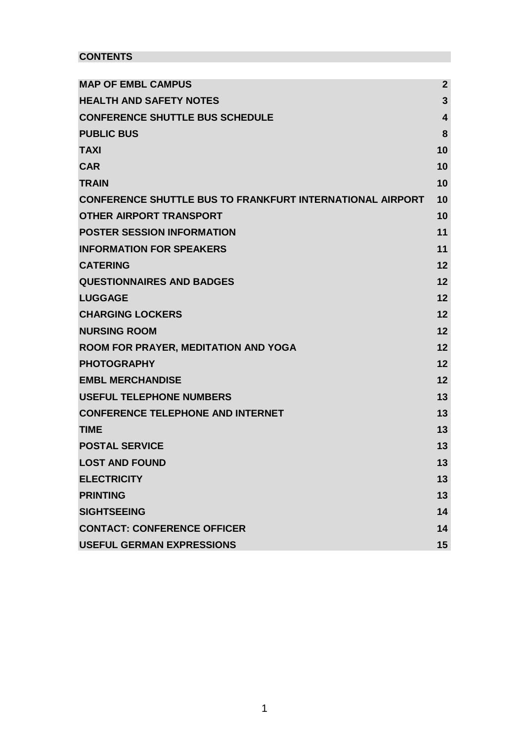**CONTENTS**

| | |
|---|---|
| **MAP OF EMBL CAMPUS** | **2** |
| **HEALTH AND SAFETY NOTES** | **3** |
| **CONFERENCE SHUTTLE BUS SCHEDULE** | **4** |
| **PUBLIC BUS** | **8** |
| **TAXI** | **10** |
| **CAR** | **10** |
| **TRAIN** | **10** |
| **CONFERENCE SHUTTLE BUS TO FRANKFURT INTERNATIONAL AIRPORT** | **10** |
| **OTHER AIRPORT TRANSPORT** | **10** |
| **POSTER SESSION INFORMATION** | **11** |
| **INFORMATION FOR SPEAKERS** | **11** |
| **CATERING** | **12** |
| **QUESTIONNAIRES AND BADGES** | **12** |
| **LUGGAGE** | **12** |
| **CHARGING LOCKERS** | **12** |
| **NURSING ROOM** | **12** |
| **ROOM FOR PRAYER, MEDITATION AND YOGA** | **12** |
| **PHOTOGRAPHY** | **12** |
| **EMBL MERCHANDISE** | **12** |
| **USEFUL TELEPHONE NUMBERS** | **13** |
| **CONFERENCE TELEPHONE AND INTERNET** | **13** |
| **TIME** | **13** |
| **POSTAL SERVICE** | **13** |
| **LOST AND FOUND** | **13** |
| **ELECTRICITY** | **13** |
| **PRINTING** | **13** |
| **SIGHTSEEING** | **14** |
| **CONTACT: CONFERENCE OFFICER** | **14** |
| **USEFUL GERMAN EXPRESSIONS** | **15** |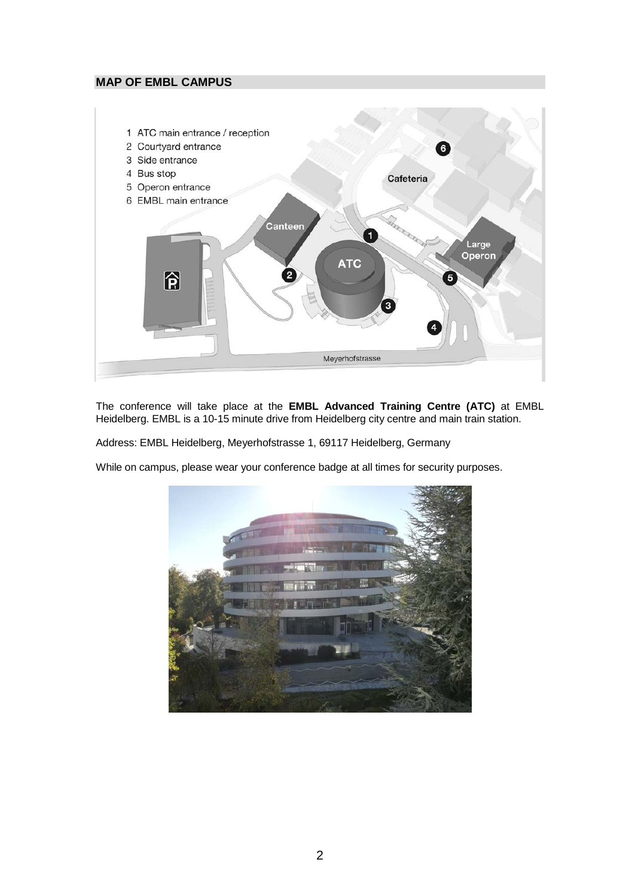## MAP OF EMBL CAMPUS

1 ATC main entrance / reception
2 Courtyard entrance
3 Side entrance
4 Bus stop
5 Operon entrance
6 EMBL main entrance

The conference will take place at the **EMBL Advanced Training Centre (ATC)** at EMBL Heidelberg. EMBL is a 10-15 minute drive from Heidelberg city centre and main train station.

Address: EMBL Heidelberg, Meyerhofstrasse 1, 69117 Heidelberg, Germany

While on campus, please wear your conference badge at all times for security purposes.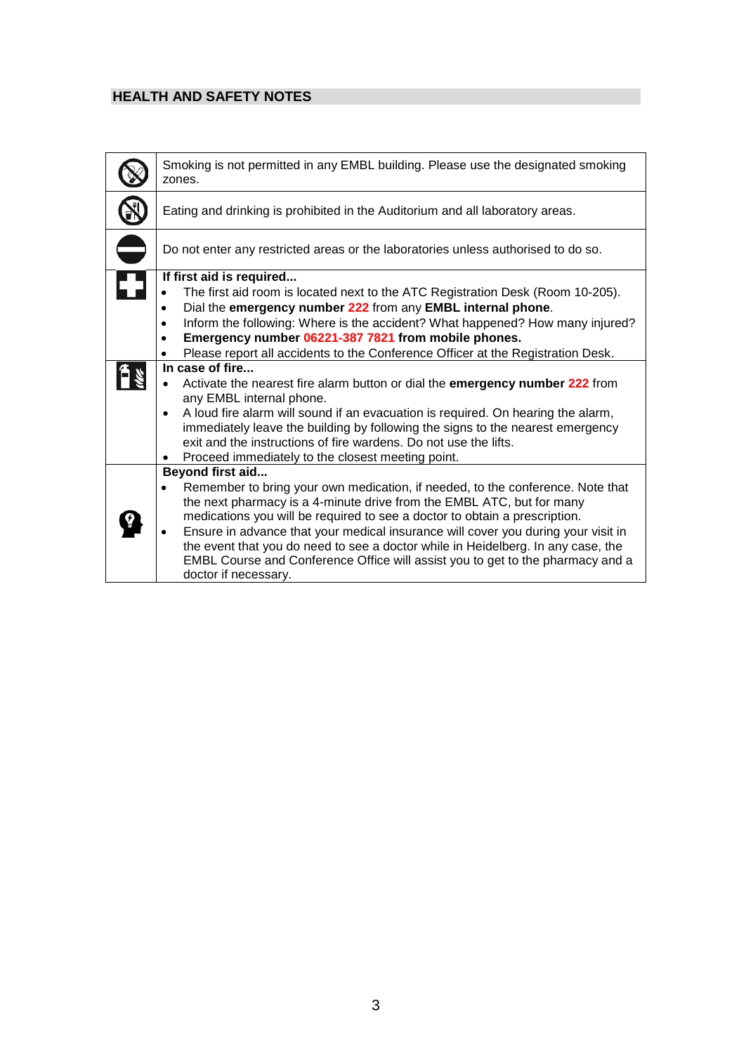## HEALTH AND SAFETY NOTES

| | |
|---|---|
| | Smoking is not permitted in any EMBL building. Please use the designated smoking zones. |
| | Eating and drinking is prohibited in the Auditorium and all laboratory areas. |
| | Do not enter any restricted areas or the laboratories unless authorised to do so. |
| | **If first aid is required...**<br>• The first aid room is located next to the ATC Registration Desk (Room 10-205).<br>• Dial the **emergency number 222** from any **EMBL internal phone**.<br>• Inform the following: Where is the accident? What happened? How many injured?<br>• **Emergency number 06221-387 7821 from mobile phones.**<br>• Please report all accidents to the Conference Officer at the Registration Desk. |
| | **In case of fire...**<br>• Activate the nearest fire alarm button or dial the **emergency number 222** from any EMBL internal phone.<br>• A loud fire alarm will sound if an evacuation is required. On hearing the alarm, immediately leave the building by following the signs to the nearest emergency exit and the instructions of fire wardens. Do not use the lifts.<br>• Proceed immediately to the closest meeting point. |
| | **Beyond first aid...**<br>• Remember to bring your own medication, if needed, to the conference. Note that the next pharmacy is a 4-minute drive from the EMBL ATC, but for many medications you will be required to see a doctor to obtain a prescription.<br>• Ensure in advance that your medical insurance will cover you during your visit in the event that you do need to see a doctor while in Heidelberg. In any case, the EMBL Course and Conference Office will assist you to get to the pharmacy and a doctor if necessary. |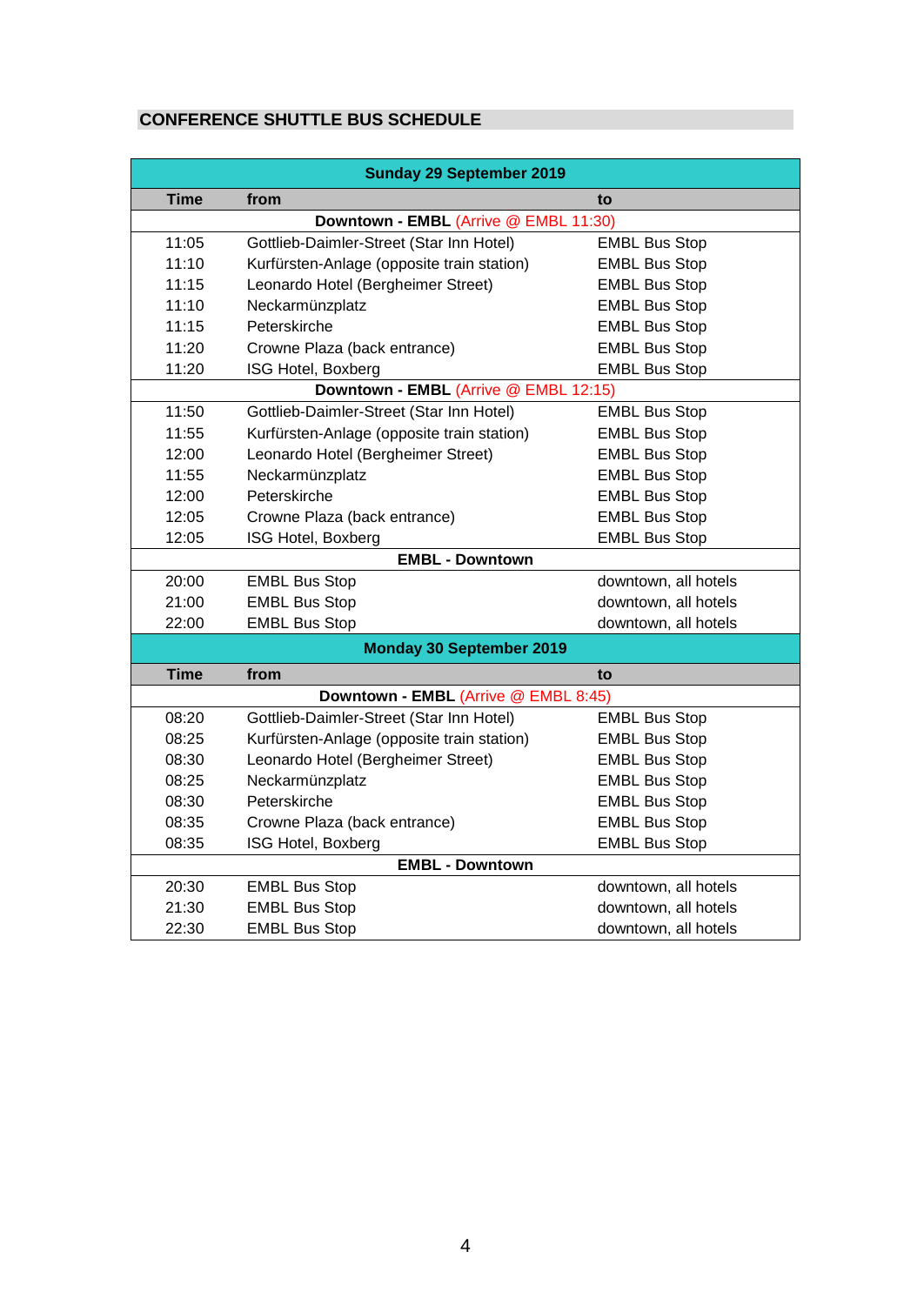## CONFERENCE SHUTTLE BUS SCHEDULE

| Sunday 29 September 2019 | | |
|---|---|---|
| **Time** | **from** | **to** |
| **Downtown - EMBL** (Arrive @ EMBL 11:30) | | |
| 11:05 | Gottlieb-Daimler-Street (Star Inn Hotel) | EMBL Bus Stop |
| 11:10 | Kurfürsten-Anlage (opposite train station) | EMBL Bus Stop |
| 11:15 | Leonardo Hotel (Bergheimer Street) | EMBL Bus Stop |
| 11:10 | Neckarmünzplatz | EMBL Bus Stop |
| 11:15 | Peterskirche | EMBL Bus Stop |
| 11:20 | Crowne Plaza (back entrance) | EMBL Bus Stop |
| 11:20 | ISG Hotel, Boxberg | EMBL Bus Stop |
| **Downtown - EMBL** (Arrive @ EMBL 12:15) | | |
| 11:50 | Gottlieb-Daimler-Street (Star Inn Hotel) | EMBL Bus Stop |
| 11:55 | Kurfürsten-Anlage (opposite train station) | EMBL Bus Stop |
| 12:00 | Leonardo Hotel (Bergheimer Street) | EMBL Bus Stop |
| 11:55 | Neckarmünzplatz | EMBL Bus Stop |
| 12:00 | Peterskirche | EMBL Bus Stop |
| 12:05 | Crowne Plaza (back entrance) | EMBL Bus Stop |
| 12:05 | ISG Hotel, Boxberg | EMBL Bus Stop |
| **EMBL - Downtown** | | |
| 20:00 | EMBL Bus Stop | downtown, all hotels |
| 21:00 | EMBL Bus Stop | downtown, all hotels |
| 22:00 | EMBL Bus Stop | downtown, all hotels |

| Monday 30 September 2019 | | |
|---|---|---|
| **Time** | **from** | **to** |
| **Downtown - EMBL** (Arrive @ EMBL 8:45) | | |
| 08:20 | Gottlieb-Daimler-Street (Star Inn Hotel) | EMBL Bus Stop |
| 08:25 | Kurfürsten-Anlage (opposite train station) | EMBL Bus Stop |
| 08:30 | Leonardo Hotel (Bergheimer Street) | EMBL Bus Stop |
| 08:25 | Neckarmünzplatz | EMBL Bus Stop |
| 08:30 | Peterskirche | EMBL Bus Stop |
| 08:35 | Crowne Plaza (back entrance) | EMBL Bus Stop |
| 08:35 | ISG Hotel, Boxberg | EMBL Bus Stop |
| **EMBL - Downtown** | | |
| 20:30 | EMBL Bus Stop | downtown, all hotels |
| 21:30 | EMBL Bus Stop | downtown, all hotels |
| 22:30 | EMBL Bus Stop | downtown, all hotels |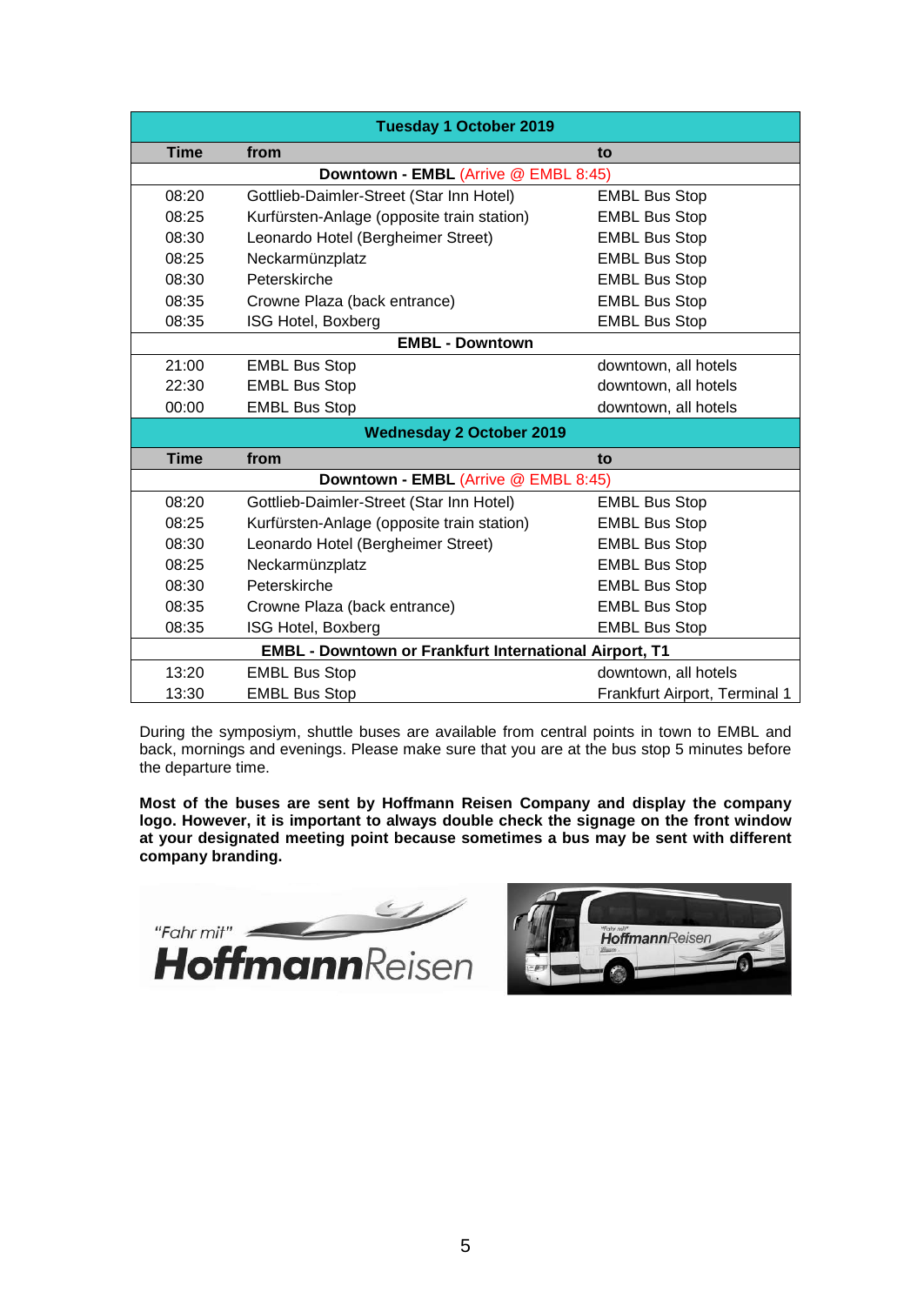| Tuesday 1 October 2019 | | |
|---|---|---|
| **Time** | **from** | **to** |
| **Downtown - EMBL** (Arrive @ EMBL 8:45) | | |
| 08:20 | Gottlieb-Daimler-Street (Star Inn Hotel) | EMBL Bus Stop |
| 08:25 | Kurfürsten-Anlage (opposite train station) | EMBL Bus Stop |
| 08:30 | Leonardo Hotel (Bergheimer Street) | EMBL Bus Stop |
| 08:25 | Neckarmünzplatz | EMBL Bus Stop |
| 08:30 | Peterskirche | EMBL Bus Stop |
| 08:35 | Crowne Plaza (back entrance) | EMBL Bus Stop |
| 08:35 | ISG Hotel, Boxberg | EMBL Bus Stop |
| **EMBL - Downtown** | | |
| 21:00 | EMBL Bus Stop | downtown, all hotels |
| 22:30 | EMBL Bus Stop | downtown, all hotels |
| 00:00 | EMBL Bus Stop | downtown, all hotels |
| **Wednesday 2 October 2019** | | |
| **Time** | **from** | **to** |
| **Downtown - EMBL** (Arrive @ EMBL 8:45) | | |
| 08:20 | Gottlieb-Daimler-Street (Star Inn Hotel) | EMBL Bus Stop |
| 08:25 | Kurfürsten-Anlage (opposite train station) | EMBL Bus Stop |
| 08:30 | Leonardo Hotel (Bergheimer Street) | EMBL Bus Stop |
| 08:25 | Neckarmünzplatz | EMBL Bus Stop |
| 08:30 | Peterskirche | EMBL Bus Stop |
| 08:35 | Crowne Plaza (back entrance) | EMBL Bus Stop |
| 08:35 | ISG Hotel, Boxberg | EMBL Bus Stop |
| **EMBL - Downtown or Frankfurt International Airport, T1** | | |
| 13:20 | EMBL Bus Stop | downtown, all hotels |
| 13:30 | EMBL Bus Stop | Frankfurt Airport, Terminal 1 |

During the symposiym, shuttle buses are available from central points in town to EMBL and back, mornings and evenings. Please make sure that you are at the bus stop 5 minutes before the departure time.

**Most of the buses are sent by Hoffmann Reisen Company and display the company logo. However, it is important to always double check the signage on the front window at your designated meeting point because sometimes a bus may be sent with different company branding.**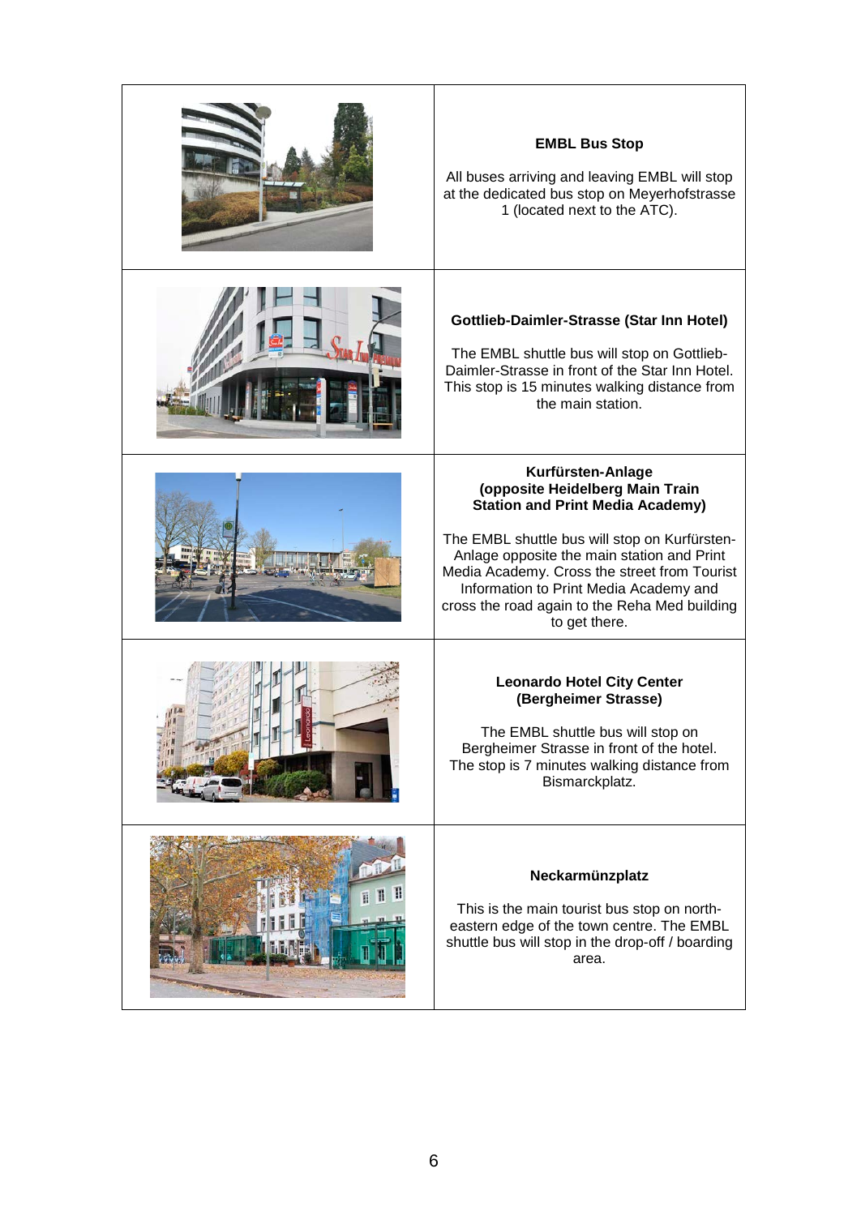| | |
|---|---|
| | **EMBL Bus Stop**<br><br>All buses arriving and leaving EMBL will stop at the dedicated bus stop on Meyerhofstrasse 1 (located next to the ATC). |
| | **Gottlieb-Daimler-Strasse (Star Inn Hotel)**<br><br>The EMBL shuttle bus will stop on Gottlieb-Daimler-Strasse in front of the Star Inn Hotel. This stop is 15 minutes walking distance from the main station. |
| | **Kurfürsten-Anlage (opposite Heidelberg Main Train Station and Print Media Academy)**<br><br>The EMBL shuttle bus will stop on Kurfürsten-Anlage opposite the main station and Print Media Academy. Cross the street from Tourist Information to Print Media Academy and cross the road again to the Reha Med building to get there. |
| | **Leonardo Hotel City Center (Bergheimer Strasse)**<br><br>The EMBL shuttle bus will stop on Bergheimer Strasse in front of the hotel. The stop is 7 minutes walking distance from Bismarckplatz. |
| | **Neckarmünzplatz**<br><br>This is the main tourist bus stop on north-eastern edge of the town centre. The EMBL shuttle bus will stop in the drop-off / boarding area. |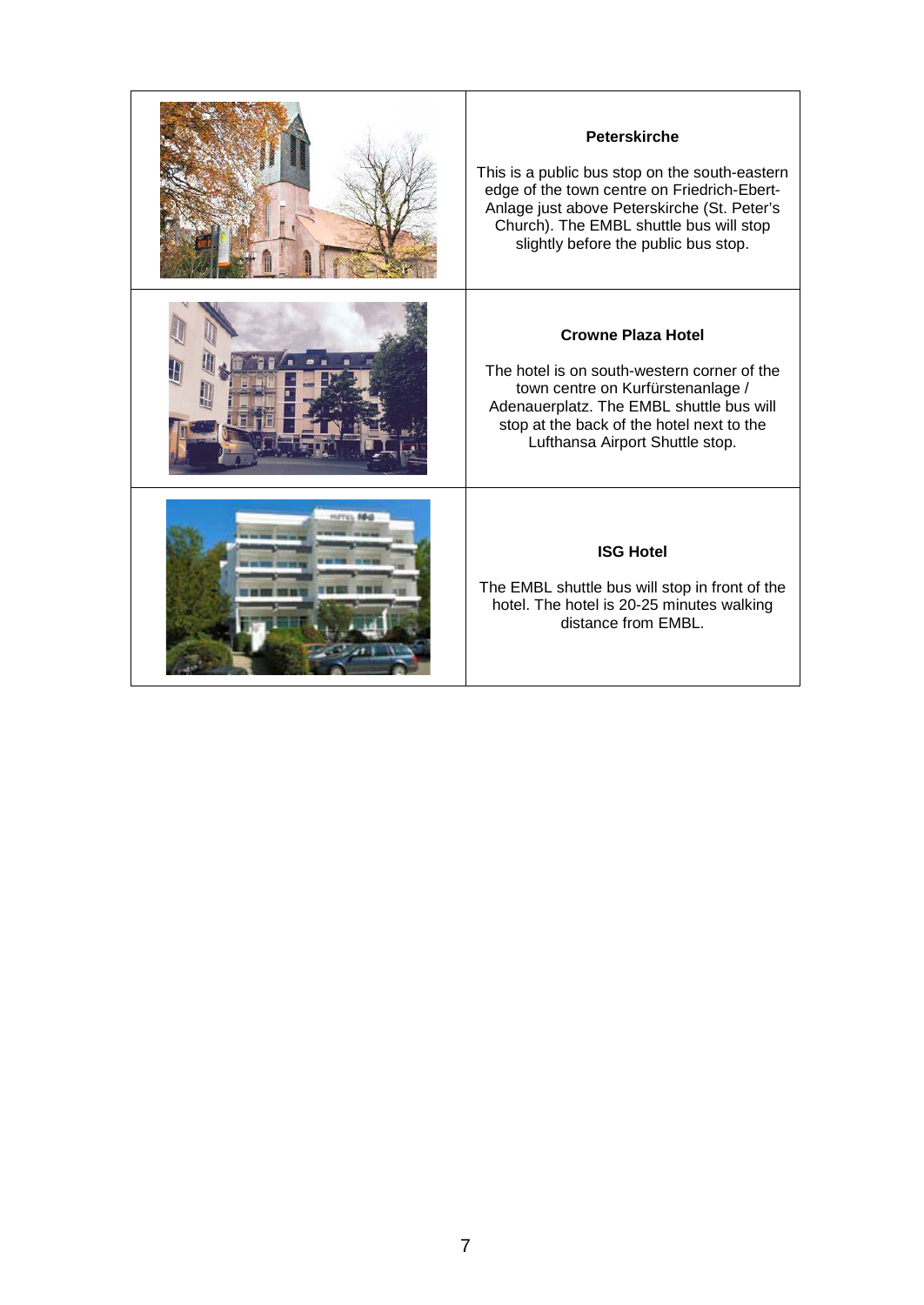| | |
|---|---|
| | **Peterskirche**<br><br>This is a public bus stop on the south-eastern edge of the town centre on Friedrich-Ebert-Anlage just above Peterskirche (St. Peter's Church). The EMBL shuttle bus will stop slightly before the public bus stop. |
| | **Crowne Plaza Hotel**<br><br>The hotel is on south-western corner of the town centre on Kurfürstenanlage / Adenauerplatz. The EMBL shuttle bus will stop at the back of the hotel next to the Lufthansa Airport Shuttle stop. |
| | **ISG Hotel**<br><br>The EMBL shuttle bus will stop in front of the hotel. The hotel is 20-25 minutes walking distance from EMBL. |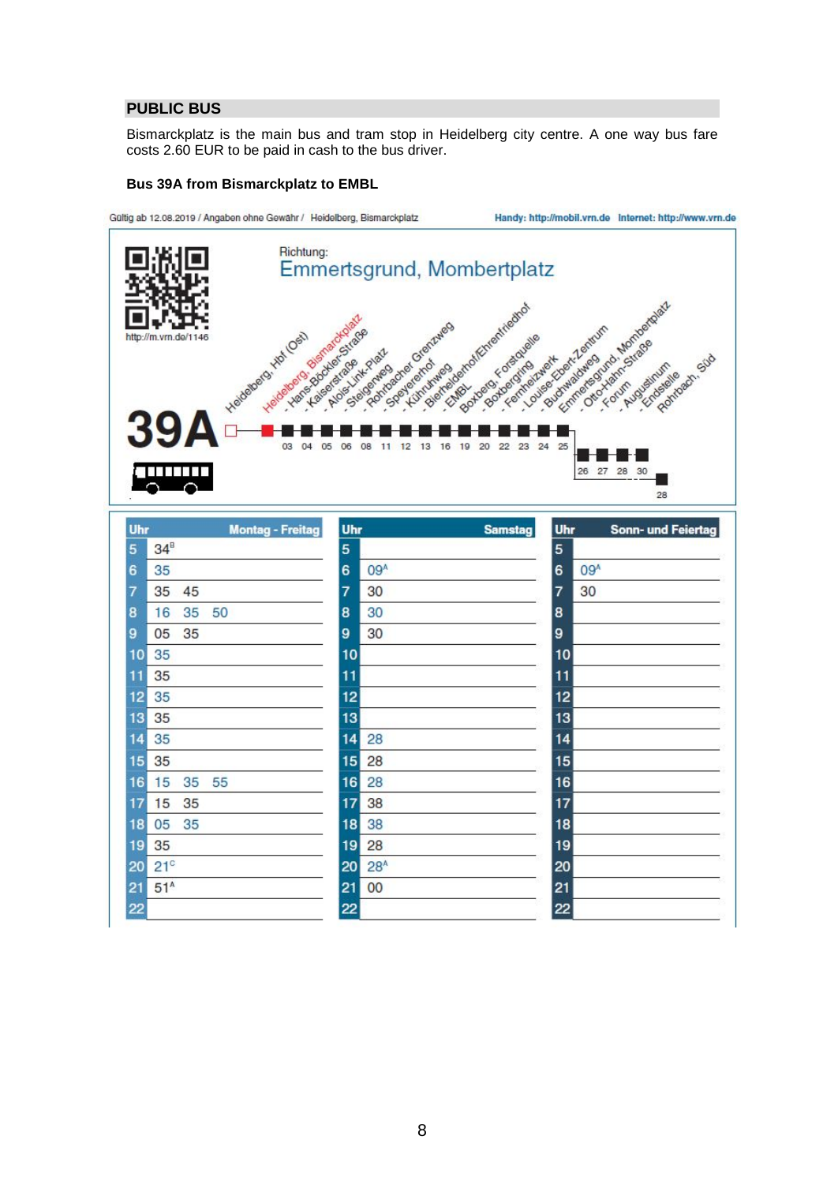## PUBLIC BUS

Bismarckplatz is the main bus and tram stop in Heidelberg city centre. A one way bus fare costs 2.60 EUR to be paid in cash to the bus driver.

**Bus 39A from Bismarckplatz to EMBL**

Gültig ab 12.08.2019 / Angaben ohne Gewähr / Heidelberg, Bismarckplatz

Handy: http://mobil.vrn.de Internet: http://www.vrn.de

http://m.vrn.de/1146

Richtung:
Emmertsgrund, Mombertplatz

**39A**

| Haltestelle | Min. |
|---|---|
| Heidelberg, Hbf (Ost) | |
| Heidelberg, Bismarckplatz | |
| - Hans-Böckler-Straße | 03 |
| - Kaiserstraße | 04 |
| - Alois-Link-Platz | 05 |
| - Steigerweg | 06 |
| - Rohrbacher Grenzweg | 08 |
| - Speyererhof | 11 |
| - Kühruhweg | 12 |
| - Bierhelderhof/Ehrenfriedhof | 13 |
| - EMBL | 16 |
| Boxberg, Forstquelle | 19 |
| - Boxbergring | 20 |
| - Fernheizwerk | 22 |
| - Louise-Ebert-Zentrum | 23 |
| - Buchwaldweg | 24 |
| Emmertsgrund, Mombertplatz | 25 |
| - Otto-Hahn-Straße | 26 |
| - Forum | 27 |
| - Augustinum | 28 |
| - Endstelle | 30 |
| Rohrbach, Süd | 28 |

| Uhr | Montag - Freitag | Uhr | Samstag | Uhr | Sonn- und Feiertag |
|---|---|---|---|---|---|
| 5 | 34[B] | 5 | | 5 | |
| 6 | 35 | 6 | 09[A] | 6 | 09[A] |
| 7 | 35 45 | 7 | 30 | 7 | 30 |
| 8 | 16 35 50 | 8 | 30 | 8 | |
| 9 | 05 35 | 9 | 30 | 9 | |
| 10 | 35 | 10 | | 10 | |
| 11 | 35 | 11 | | 11 | |
| 12 | 35 | 12 | | 12 | |
| 13 | 35 | 13 | | 13 | |
| 14 | 35 | 14 | 28 | 14 | |
| 15 | 35 | 15 | 28 | 15 | |
| 16 | 15 35 55 | 16 | 28 | 16 | |
| 17 | 15 35 | 17 | 38 | 17 | |
| 18 | 05 35 | 18 | 38 | 18 | |
| 19 | 35 | 19 | 28 | 19 | |
| 20 | 21[C] | 20 | 28[A] | 20 | |
| 21 | 51[A] | 21 | 00 | 21 | |
| 22 | | 22 | | 22 | |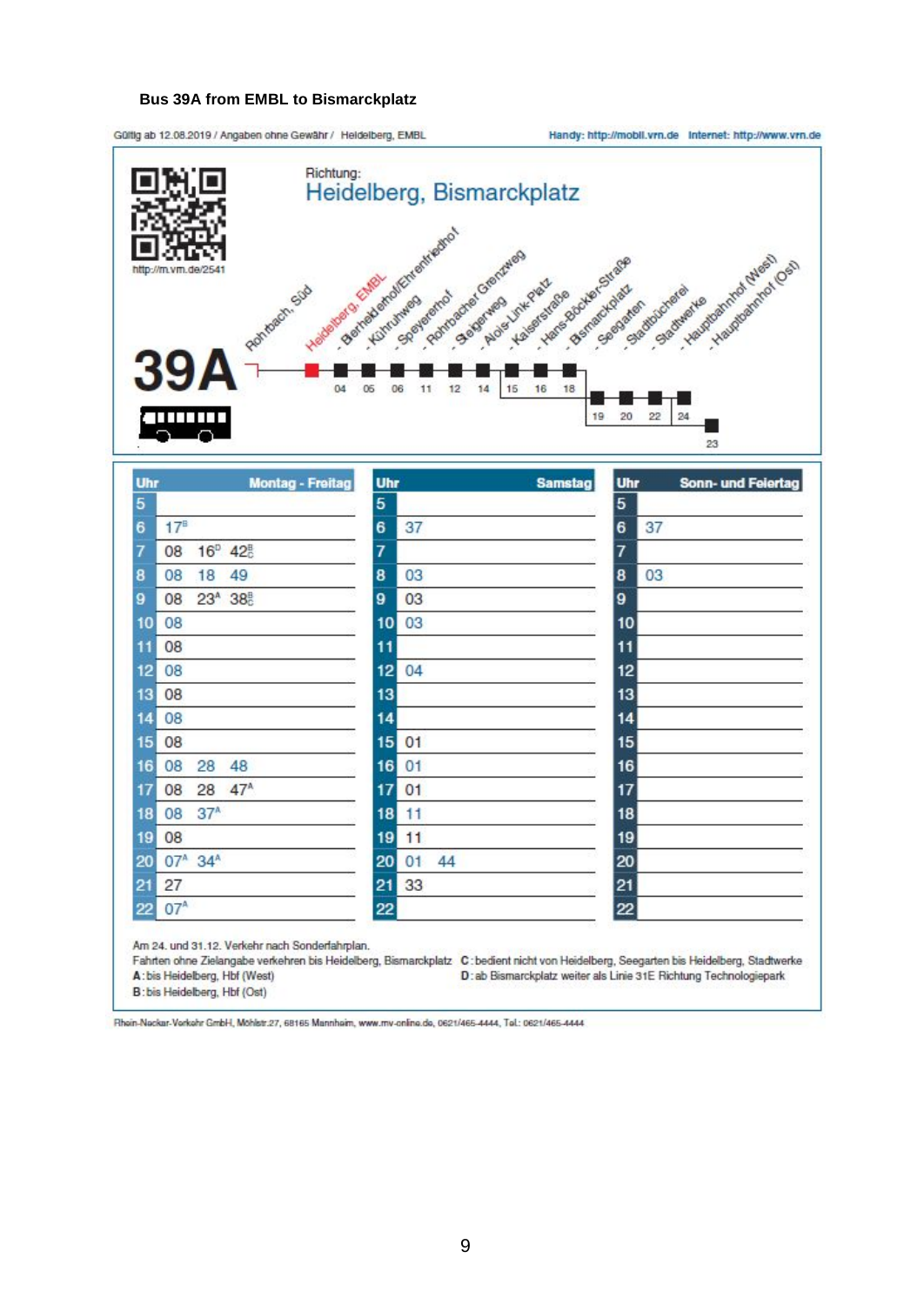**Bus 39A from EMBL to Bismarckplatz**

Gültig ab 12.08.2019 / Angaben ohne Gewähr / Heidelberg, EMBL

Handy: http://mobil.vrn.de Internet: http://www.vrn.de

http://m.vrn.de/2541

Richtung:
## Heidelberg, Bismarckplatz

**39A**

| Haltestelle | Min. |
|---|---|
| Rohrbach, Süd | |
| Heidelberg, EMBL | |
| - Boxberg/Ehrenfriedhof | 04 |
| - Kühruhweg | 05 |
| - Speyererhof | 06 |
| - Rohrbacher Grenzweg | 11 |
| - Steigerweg | 12 |
| - Alois-Link-Platz | 14 |
| - Kaiserstraße | 15 |
| - Hans-Böckler-Straße | 16 |
| - Bismarckplatz | 18 |
| - Seegarten | 19 |
| - Stadtbücherei | 20 |
| - Stadtwerke | 22 |
| - Hauptbahnhof (West) | 24 |
| - Hauptbahnhof (Ost) | 23 |

| Uhr | Montag - Freitag | Samstag | Sonn- und Feiertag |
|---|---|---|---|
| 5 | | | |
| 6 | 17[B] | 37 | 37 |
| 7 | 08 16[D] 42[B C] | | |
| 8 | 08 18 49 | 03 | 03 |
| 9 | 08 23[A] 38[B C] | 03 | |
| 10 | 08 | 03 | |
| 11 | 08 | | |
| 12 | 08 | 04 | |
| 13 | 08 | | |
| 14 | 08 | | |
| 15 | 08 | 01 | |
| 16 | 08 28 48 | 01 | |
| 17 | 08 28 47[A] | 01 | |
| 18 | 08 37[A] | 11 | |
| 19 | 08 | 11 | |
| 20 | 07[A] 34[A] | 01 44 | |
| 21 | 27 | 33 | |
| 22 | 07[A] | | |

Am 24. und 31.12. Verkehr nach Sonderfahrplan.
Fahrten ohne Zielangabe verkehren bis Heidelberg, Bismarckplatz
A: bis Heidelberg, Hbf (West)
B: bis Heidelberg, Hbf (Ost)
C: bedient nicht von Heidelberg, Seegarten bis Heidelberg, Stadtwerke
D: ab Bismarckplatz weiter als Linie 31E Richtung Technologiepark

Rhein-Neckar-Verkehr GmbH, Möhlstr.27, 68165 Mannheim, www.rnv-online.de, 0621/465-4444, Tel.: 0621/465-4444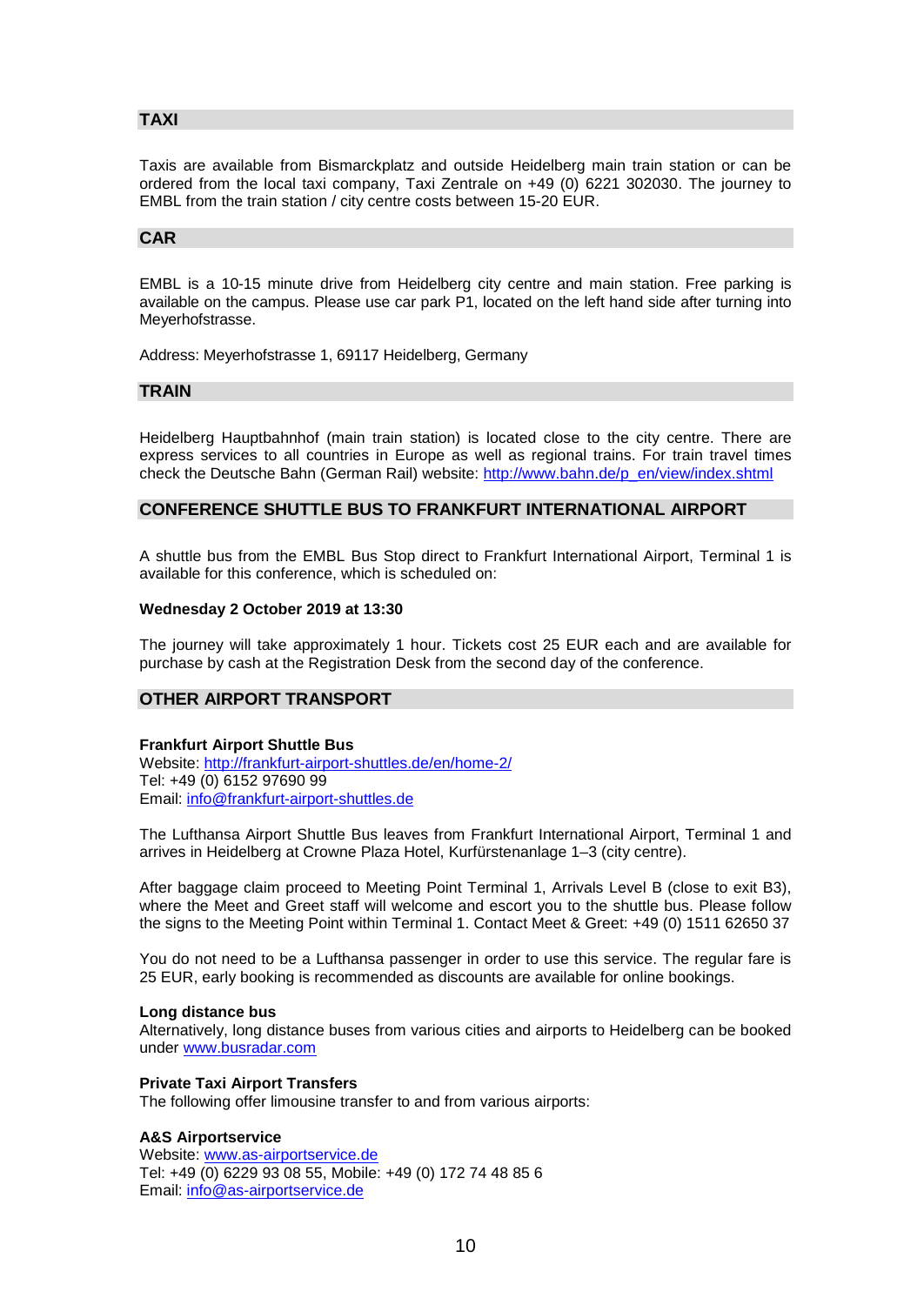## TAXI

Taxis are available from Bismarckplatz and outside Heidelberg main train station or can be ordered from the local taxi company, Taxi Zentrale on +49 (0) 6221 302030. The journey to EMBL from the train station / city centre costs between 15-20 EUR.

## CAR

EMBL is a 10-15 minute drive from Heidelberg city centre and main station. Free parking is available on the campus. Please use car park P1, located on the left hand side after turning into Meyerhofstrasse.

Address: Meyerhofstrasse 1, 69117 Heidelberg, Germany

## TRAIN

Heidelberg Hauptbahnhof (main train station) is located close to the city centre. There are express services to all countries in Europe as well as regional trains. For train travel times check the Deutsche Bahn (German Rail) website: http://www.bahn.de/p_en/view/index.shtml

## CONFERENCE SHUTTLE BUS TO FRANKFURT INTERNATIONAL AIRPORT

A shuttle bus from the EMBL Bus Stop direct to Frankfurt International Airport, Terminal 1 is available for this conference, which is scheduled on:

**Wednesday 2 October 2019 at 13:30**

The journey will take approximately 1 hour. Tickets cost 25 EUR each and are available for purchase by cash at the Registration Desk from the second day of the conference.

## OTHER AIRPORT TRANSPORT

**Frankfurt Airport Shuttle Bus**
Website: http://frankfurt-airport-shuttles.de/en/home-2/
Tel: +49 (0) 6152 97690 99
Email: info@frankfurt-airport-shuttles.de

The Lufthansa Airport Shuttle Bus leaves from Frankfurt International Airport, Terminal 1 and arrives in Heidelberg at Crowne Plaza Hotel, Kurfürstenanlage 1–3 (city centre).

After baggage claim proceed to Meeting Point Terminal 1, Arrivals Level B (close to exit B3), where the Meet and Greet staff will welcome and escort you to the shuttle bus. Please follow the signs to the Meeting Point within Terminal 1. Contact Meet & Greet: +49 (0) 1511 62650 37

You do not need to be a Lufthansa passenger in order to use this service. The regular fare is 25 EUR, early booking is recommended as discounts are available for online bookings.

**Long distance bus**
Alternatively, long distance buses from various cities and airports to Heidelberg can be booked under www.busradar.com

**Private Taxi Airport Transfers**
The following offer limousine transfer to and from various airports:

**A&S Airportservice**
Website: www.as-airportservice.de
Tel: +49 (0) 6229 93 08 55, Mobile: +49 (0) 172 74 48 85 6
Email: info@as-airportservice.de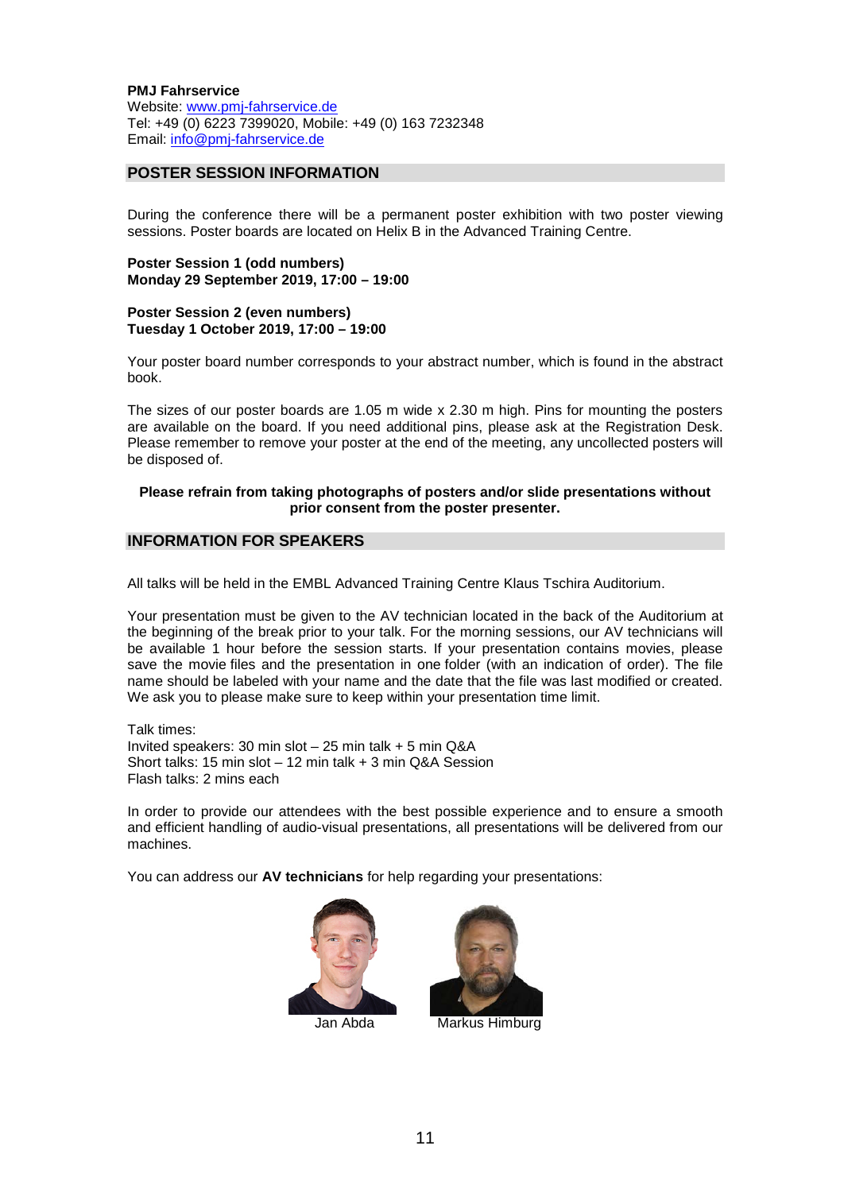**PMJ Fahrservice**
Website: www.pmj-fahrservice.de
Tel: +49 (0) 6223 7399020, Mobile: +49 (0) 163 7232348
Email: info@pmj-fahrservice.de

## POSTER SESSION INFORMATION

During the conference there will be a permanent poster exhibition with two poster viewing sessions. Poster boards are located on Helix B in the Advanced Training Centre.

**Poster Session 1 (odd numbers)**
**Monday 29 September 2019, 17:00 – 19:00**

**Poster Session 2 (even numbers)**
**Tuesday 1 October 2019, 17:00 – 19:00**

Your poster board number corresponds to your abstract number, which is found in the abstract book.

The sizes of our poster boards are 1.05 m wide x 2.30 m high. Pins for mounting the posters are available on the board. If you need additional pins, please ask at the Registration Desk. Please remember to remove your poster at the end of the meeting, any uncollected posters will be disposed of.

**Please refrain from taking photographs of posters and/or slide presentations without prior consent from the poster presenter.**

## INFORMATION FOR SPEAKERS

All talks will be held in the EMBL Advanced Training Centre Klaus Tschira Auditorium.

Your presentation must be given to the AV technician located in the back of the Auditorium at the beginning of the break prior to your talk. For the morning sessions, our AV technicians will be available 1 hour before the session starts. If your presentation contains movies, please save the movie files and the presentation in one folder (with an indication of order). The file name should be labeled with your name and the date that the file was last modified or created. We ask you to please make sure to keep within your presentation time limit.

Talk times:
Invited speakers: 30 min slot – 25 min talk + 5 min Q&A
Short talks: 15 min slot – 12 min talk + 3 min Q&A Session
Flash talks: 2 mins each

In order to provide our attendees with the best possible experience and to ensure a smooth and efficient handling of audio-visual presentations, all presentations will be delivered from our machines.

You can address our **AV technicians** for help regarding your presentations:

Jan Abda

Markus Himburg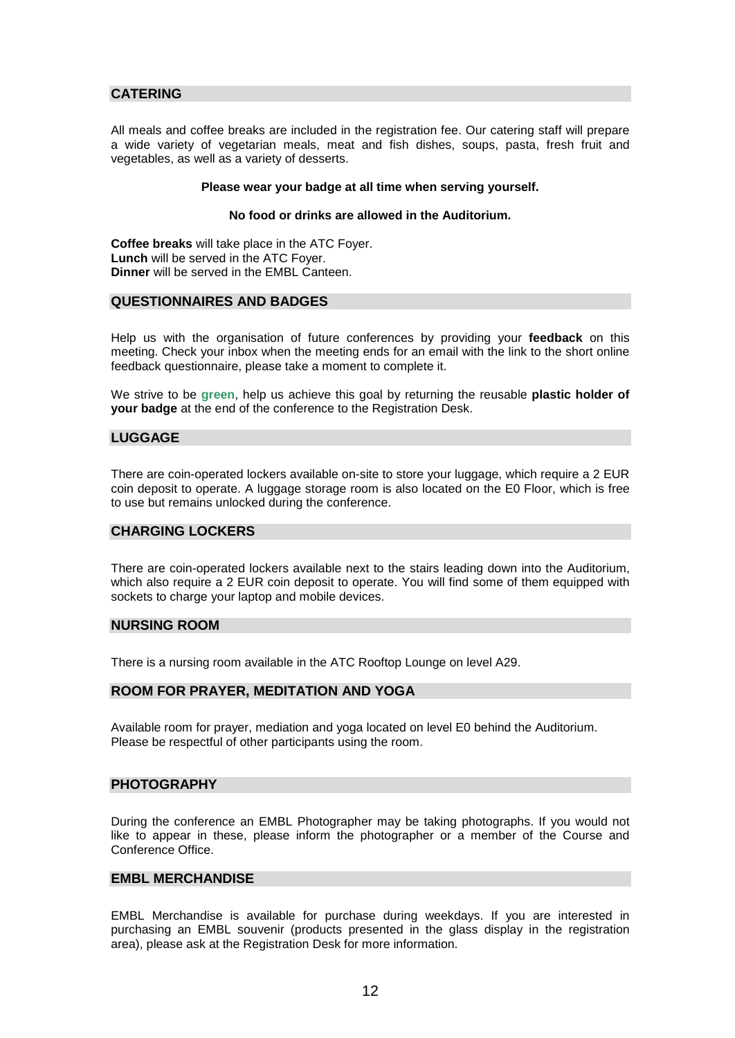## CATERING

All meals and coffee breaks are included in the registration fee. Our catering staff will prepare a wide variety of vegetarian meals, meat and fish dishes, soups, pasta, fresh fruit and vegetables, as well as a variety of desserts.

**Please wear your badge at all time when serving yourself.**

**No food or drinks are allowed in the Auditorium.**

**Coffee breaks** will take place in the ATC Foyer.
**Lunch** will be served in the ATC Foyer.
**Dinner** will be served in the EMBL Canteen.

## QUESTIONNAIRES AND BADGES

Help us with the organisation of future conferences by providing your **feedback** on this meeting. Check your inbox when the meeting ends for an email with the link to the short online feedback questionnaire, please take a moment to complete it.

We strive to be **green**, help us achieve this goal by returning the reusable **plastic holder of your badge** at the end of the conference to the Registration Desk.

## LUGGAGE

There are coin-operated lockers available on-site to store your luggage, which require a 2 EUR coin deposit to operate. A luggage storage room is also located on the E0 Floor, which is free to use but remains unlocked during the conference.

## CHARGING LOCKERS

There are coin-operated lockers available next to the stairs leading down into the Auditorium, which also require a 2 EUR coin deposit to operate. You will find some of them equipped with sockets to charge your laptop and mobile devices.

## NURSING ROOM

There is a nursing room available in the ATC Rooftop Lounge on level A29.

## ROOM FOR PRAYER, MEDITATION AND YOGA

Available room for prayer, mediation and yoga located on level E0 behind the Auditorium.
Please be respectful of other participants using the room.

## PHOTOGRAPHY

During the conference an EMBL Photographer may be taking photographs. If you would not like to appear in these, please inform the photographer or a member of the Course and Conference Office.

## EMBL MERCHANDISE

EMBL Merchandise is available for purchase during weekdays. If you are interested in purchasing an EMBL souvenir (products presented in the glass display in the registration area), please ask at the Registration Desk for more information.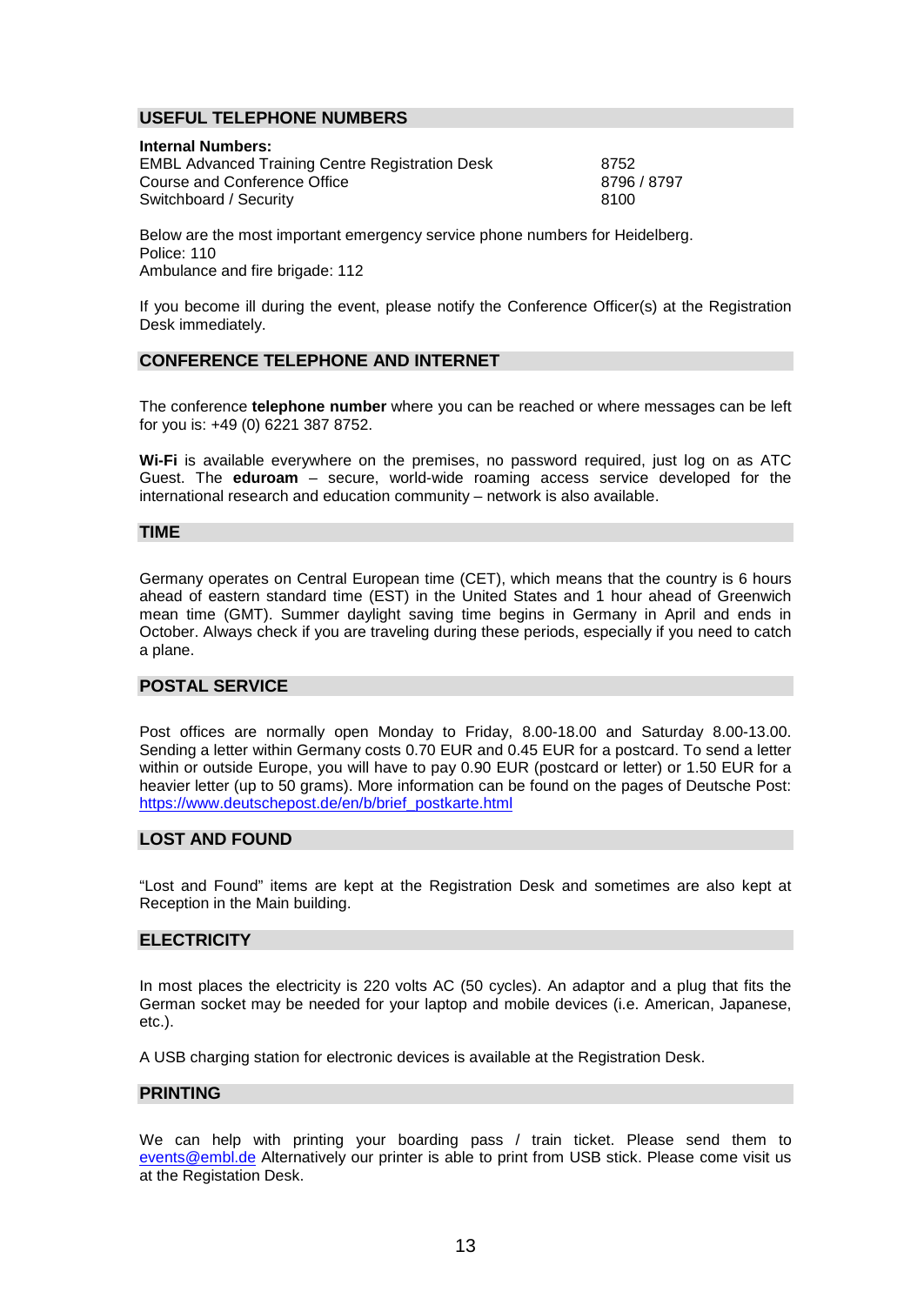## USEFUL TELEPHONE NUMBERS

**Internal Numbers:**

| | |
|---|---|
| EMBL Advanced Training Centre Registration Desk | 8752 |
| Course and Conference Office | 8796 / 8797 |
| Switchboard / Security | 8100 |

Below are the most important emergency service phone numbers for Heidelberg.
Police: 110
Ambulance and fire brigade: 112

If you become ill during the event, please notify the Conference Officer(s) at the Registration Desk immediately.

## CONFERENCE TELEPHONE AND INTERNET

The conference **telephone number** where you can be reached or where messages can be left for you is: +49 (0) 6221 387 8752.

**Wi-Fi** is available everywhere on the premises, no password required, just log on as ATC Guest. The **eduroam** – secure, world-wide roaming access service developed for the international research and education community – network is also available.

## TIME

Germany operates on Central European time (CET), which means that the country is 6 hours ahead of eastern standard time (EST) in the United States and 1 hour ahead of Greenwich mean time (GMT). Summer daylight saving time begins in Germany in April and ends in October. Always check if you are traveling during these periods, especially if you need to catch a plane.

## POSTAL SERVICE

Post offices are normally open Monday to Friday, 8.00-18.00 and Saturday 8.00-13.00. Sending a letter within Germany costs 0.70 EUR and 0.45 EUR for a postcard. To send a letter within or outside Europe, you will have to pay 0.90 EUR (postcard or letter) or 1.50 EUR for a heavier letter (up to 50 grams). More information can be found on the pages of Deutsche Post: https://www.deutschepost.de/en/b/brief_postkarte.html

## LOST AND FOUND

"Lost and Found" items are kept at the Registration Desk and sometimes are also kept at Reception in the Main building.

## ELECTRICITY

In most places the electricity is 220 volts AC (50 cycles). An adaptor and a plug that fits the German socket may be needed for your laptop and mobile devices (i.e. American, Japanese, etc.).

A USB charging station for electronic devices is available at the Registration Desk.

## PRINTING

We can help with printing your boarding pass / train ticket. Please send them to events@embl.de Alternatively our printer is able to print from USB stick. Please come visit us at the Registation Desk.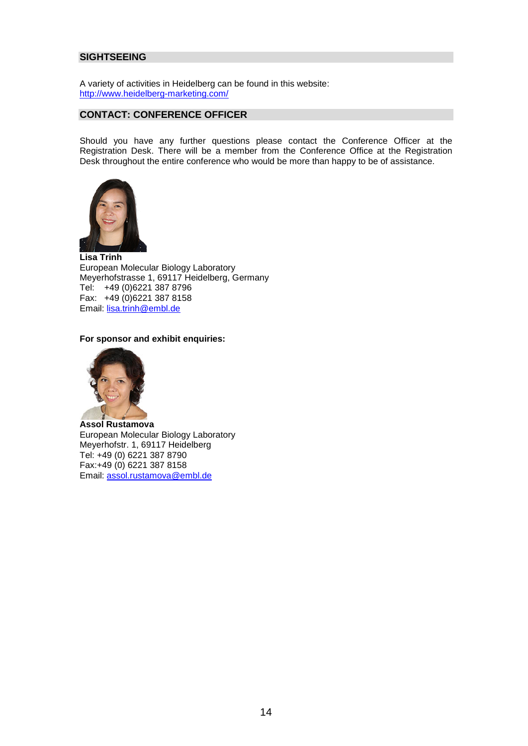## SIGHTSEEING

A variety of activities in Heidelberg can be found in this website:
http://www.heidelberg-marketing.com/

## CONTACT: CONFERENCE OFFICER

Should you have any further questions please contact the Conference Officer at the Registration Desk. There will be a member from the Conference Office at the Registration Desk throughout the entire conference who would be more than happy to be of assistance.

**Lisa Trinh**
European Molecular Biology Laboratory
Meyerhofstrasse 1, 69117 Heidelberg, Germany
Tel: +49 (0)6221 387 8796
Fax: +49 (0)6221 387 8158
Email: lisa.trinh@embl.de

**For sponsor and exhibit enquiries:**

**Assol Rustamova**
European Molecular Biology Laboratory
Meyerhofstr. 1, 69117 Heidelberg
Tel: +49 (0) 6221 387 8790
Fax:+49 (0) 6221 387 8158
Email: assol.rustamova@embl.de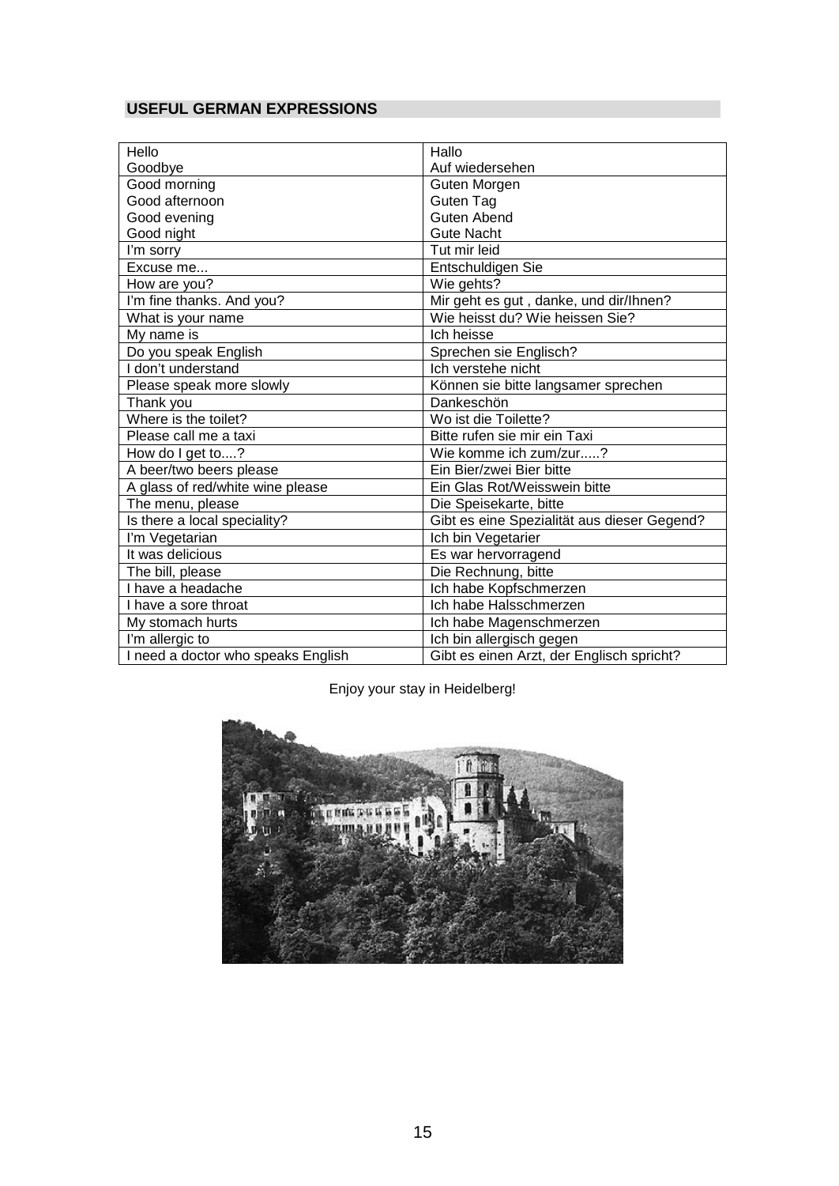## USEFUL GERMAN EXPRESSIONS

| | |
|---|---|
| Hello | Hallo |
| Goodbye | Auf wiedersehen |
| Good morning | Guten Morgen |
| Good afternoon | Guten Tag |
| Good evening | Guten Abend |
| Good night | Gute Nacht |
| I'm sorry | Tut mir leid |
| Excuse me... | Entschuldigen Sie |
| How are you? | Wie gehts? |
| I'm fine thanks. And you? | Mir geht es gut , danke, und dir/Ihnen? |
| What is your name | Wie heisst du? Wie heissen Sie? |
| My name is | Ich heisse |
| Do you speak English | Sprechen sie Englisch? |
| I don't understand | Ich verstehe nicht |
| Please speak more slowly | Können sie bitte langsamer sprechen |
| Thank you | Dankeschön |
| Where is the toilet? | Wo ist die Toilette? |
| Please call me a taxi | Bitte rufen sie mir ein Taxi |
| How do I get to....? | Wie komme ich zum/zur.....? |
| A beer/two beers please | Ein Bier/zwei Bier bitte |
| A glass of red/white wine please | Ein Glas Rot/Weisswein bitte |
| The menu, please | Die Speisekarte, bitte |
| Is there a local speciality? | Gibt es eine Spezialität aus dieser Gegend? |
| I'm Vegetarian | Ich bin Vegetarier |
| It was delicious | Es war hervorragend |
| The bill, please | Die Rechnung, bitte |
| I have a headache | Ich habe Kopfschmerzen |
| I have a sore throat | Ich habe Halsschmerzen |
| My stomach hurts | Ich habe Magenschmerzen |
| I'm allergic to | Ich bin allergisch gegen |
| I need a doctor who speaks English | Gibt es einen Arzt, der Englisch spricht? |

Enjoy your stay in Heidelberg!